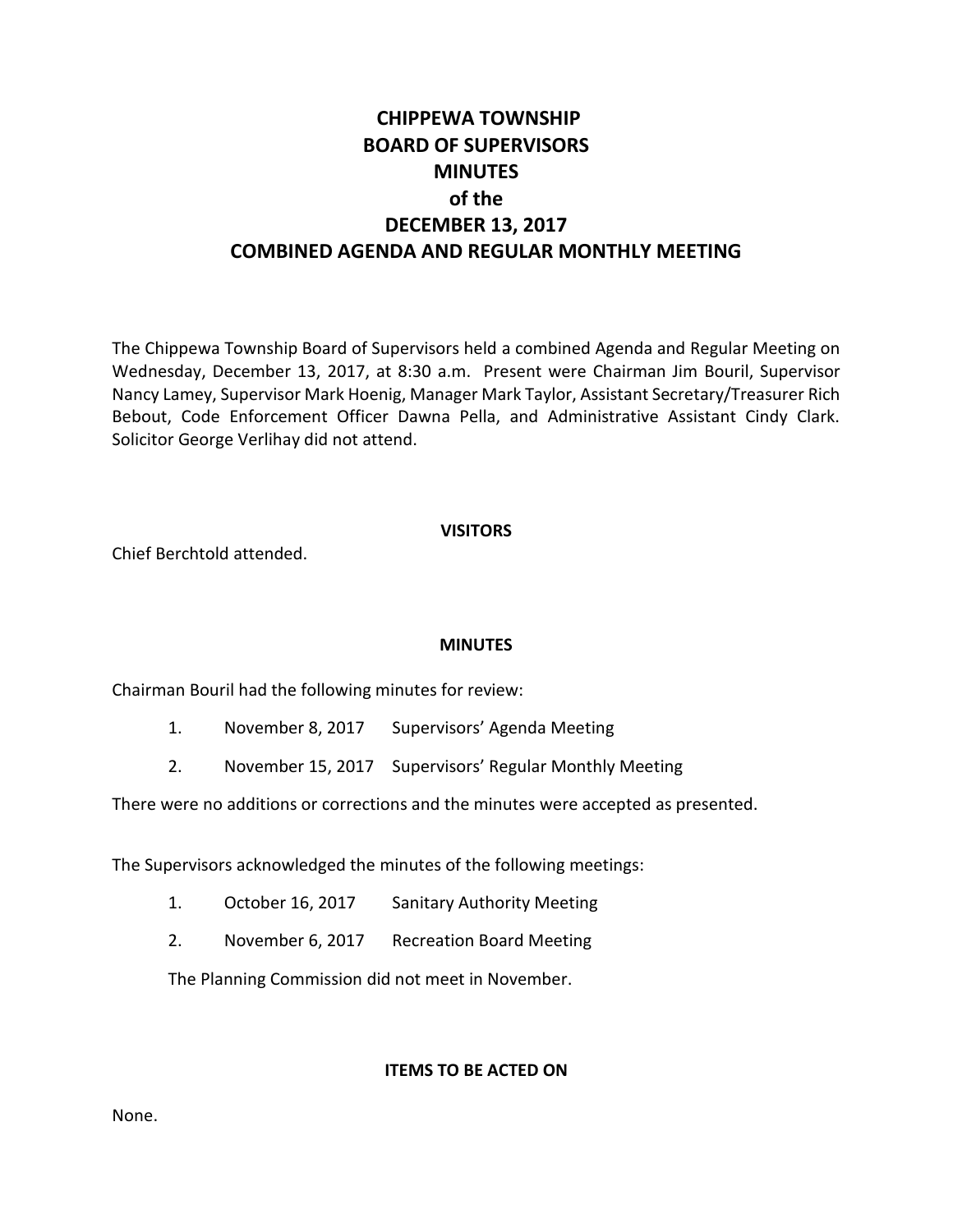# CHIPPEWA TOWNSHIP
# BOARD OF SUPERVISORS
# MINUTES
# of the
# DECEMBER 13, 2017
# COMBINED AGENDA AND REGULAR MONTHLY MEETING

The Chippewa Township Board of Supervisors held a combined Agenda and Regular Meeting on Wednesday, December 13, 2017, at 8:30 a.m. Present were Chairman Jim Bouril, Supervisor Nancy Lamey, Supervisor Mark Hoenig, Manager Mark Taylor, Assistant Secretary/Treasurer Rich Bebout, Code Enforcement Officer Dawna Pella, and Administrative Assistant Cindy Clark. Solicitor George Verlihay did not attend.

## VISITORS

Chief Berchtold attended.

## MINUTES

Chairman Bouril had the following minutes for review:

1. November 8, 2017 Supervisors' Agenda Meeting
2. November 15, 2017 Supervisors' Regular Monthly Meeting

There were no additions or corrections and the minutes were accepted as presented.

The Supervisors acknowledged the minutes of the following meetings:

1. October 16, 2017 Sanitary Authority Meeting
2. November 6, 2017 Recreation Board Meeting

The Planning Commission did not meet in November.

## ITEMS TO BE ACTED ON

None.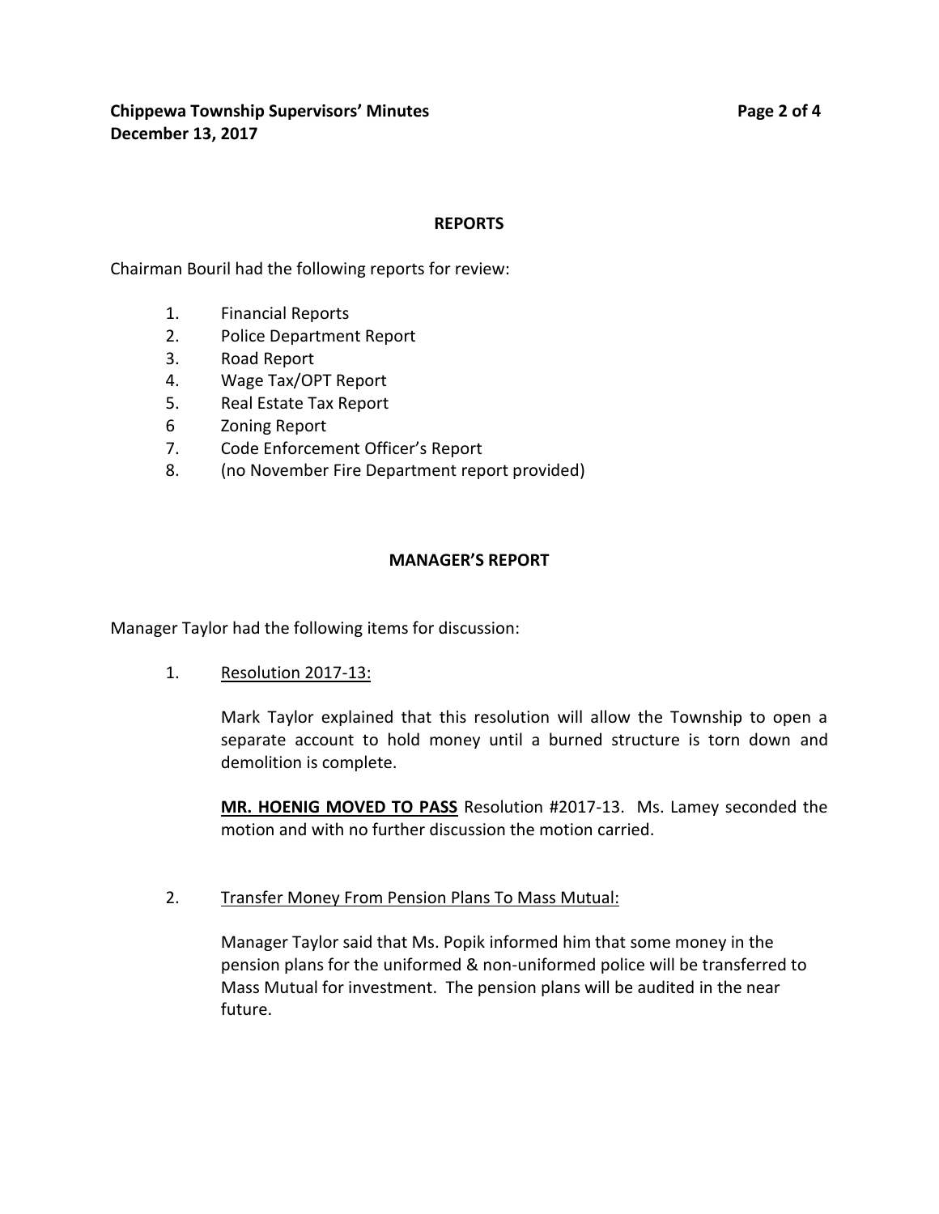## REPORTS

Chairman Bouril had the following reports for review:

1. Financial Reports
2. Police Department Report
3. Road Report
4. Wage Tax/OPT Report
5. Real Estate Tax Report
6. Zoning Report
7. Code Enforcement Officer's Report
8. (no November Fire Department report provided)

## MANAGER'S REPORT

Manager Taylor had the following items for discussion:

1. Resolution 2017-13:

   Mark Taylor explained that this resolution will allow the Township to open a separate account to hold money until a burned structure is torn down and demolition is complete.

   **MR. HOENIG MOVED TO PASS** Resolution #2017-13. Ms. Lamey seconded the motion and with no further discussion the motion carried.

2. Transfer Money From Pension Plans To Mass Mutual:

   Manager Taylor said that Ms. Popik informed him that some money in the pension plans for the uniformed & non-uniformed police will be transferred to Mass Mutual for investment. The pension plans will be audited in the near future.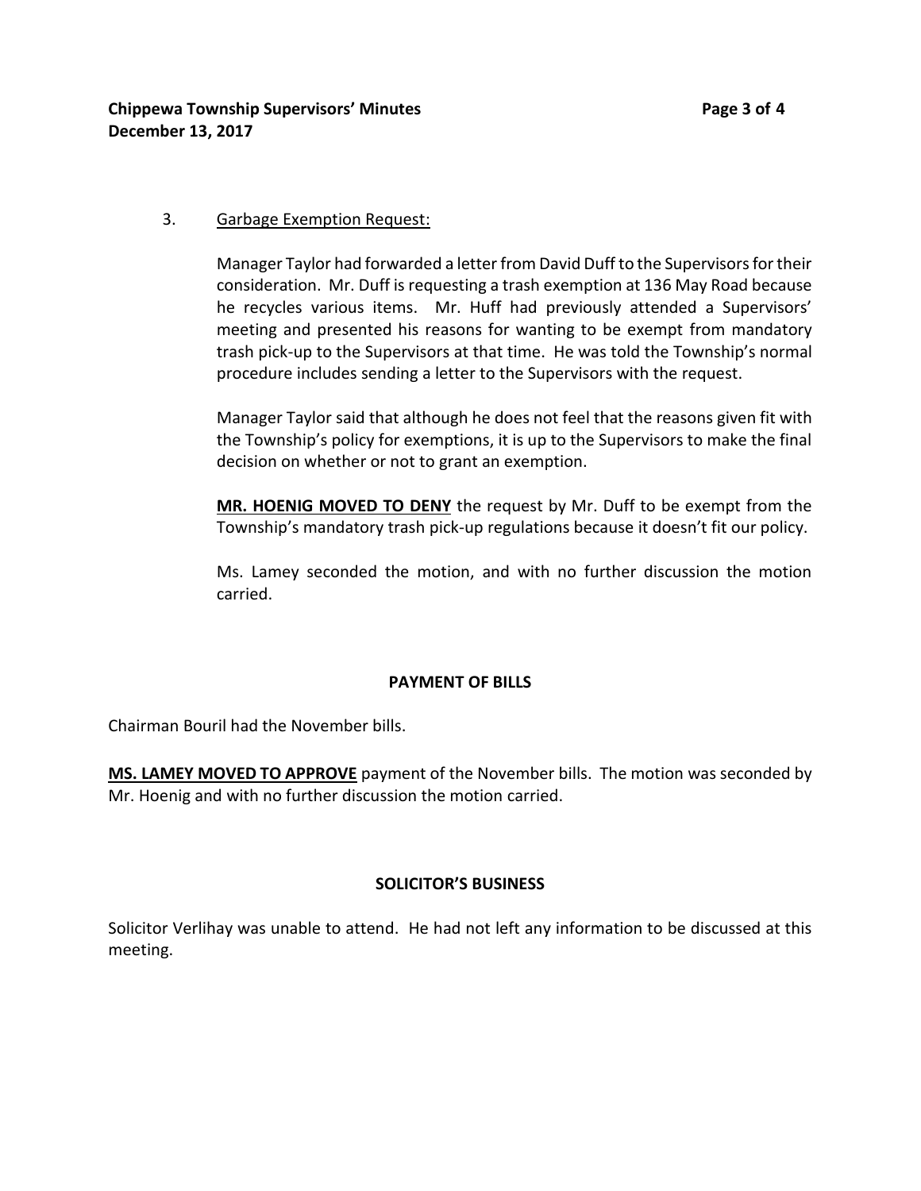3. Garbage Exemption Request:

Manager Taylor had forwarded a letter from David Duff to the Supervisors for their consideration. Mr. Duff is requesting a trash exemption at 136 May Road because he recycles various items. Mr. Huff had previously attended a Supervisors' meeting and presented his reasons for wanting to be exempt from mandatory trash pick-up to the Supervisors at that time. He was told the Township's normal procedure includes sending a letter to the Supervisors with the request.

Manager Taylor said that although he does not feel that the reasons given fit with the Township's policy for exemptions, it is up to the Supervisors to make the final decision on whether or not to grant an exemption.

**MR. HOENIG MOVED TO DENY** the request by Mr. Duff to be exempt from the Township's mandatory trash pick-up regulations because it doesn't fit our policy.

Ms. Lamey seconded the motion, and with no further discussion the motion carried.

## PAYMENT OF BILLS

Chairman Bouril had the November bills.

**MS. LAMEY MOVED TO APPROVE** payment of the November bills. The motion was seconded by Mr. Hoenig and with no further discussion the motion carried.

## SOLICITOR'S BUSINESS

Solicitor Verlihay was unable to attend. He had not left any information to be discussed at this meeting.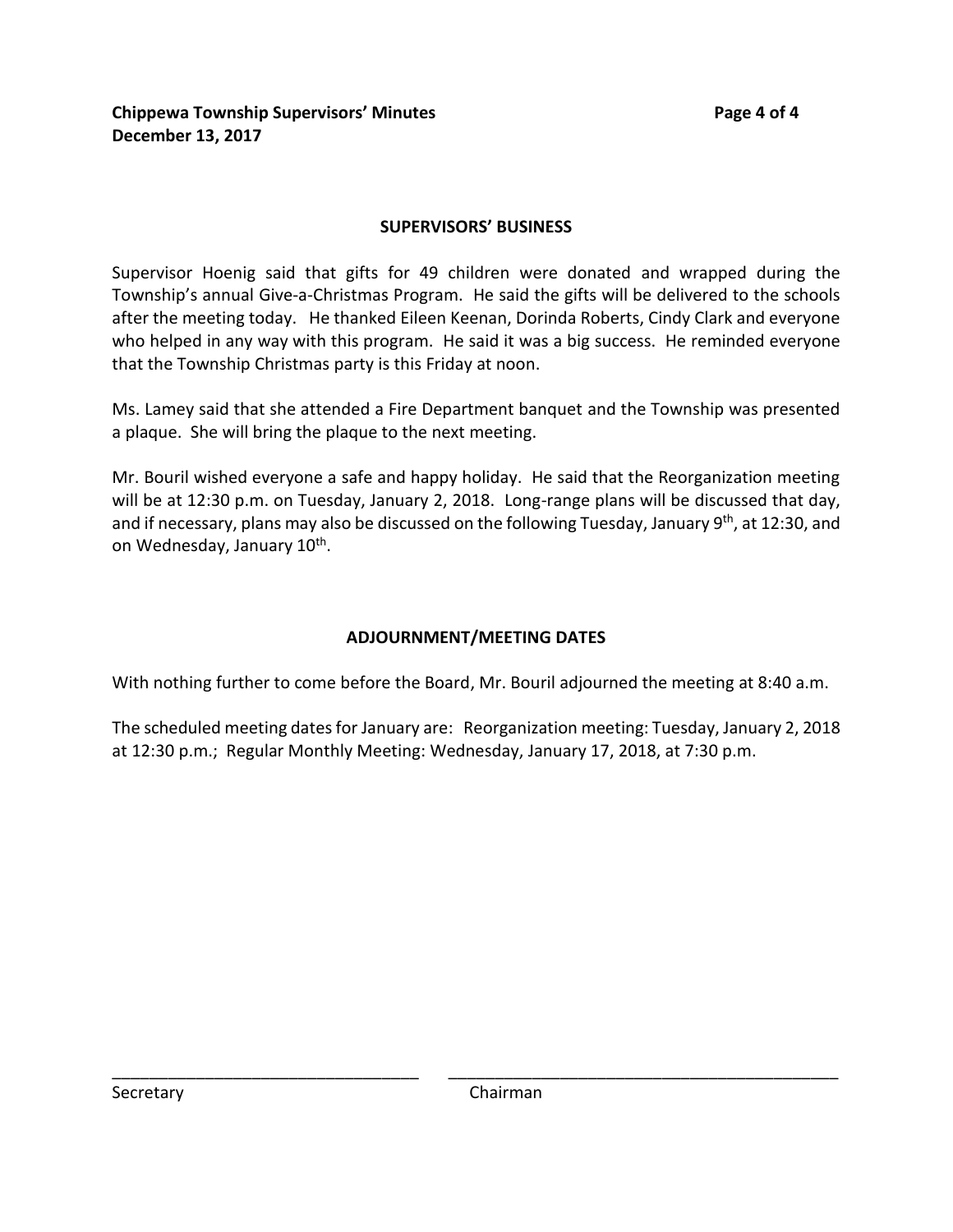## SUPERVISORS' BUSINESS

Supervisor Hoenig said that gifts for 49 children were donated and wrapped during the Township's annual Give-a-Christmas Program. He said the gifts will be delivered to the schools after the meeting today. He thanked Eileen Keenan, Dorinda Roberts, Cindy Clark and everyone who helped in any way with this program. He said it was a big success. He reminded everyone that the Township Christmas party is this Friday at noon.

Ms. Lamey said that she attended a Fire Department banquet and the Township was presented a plaque. She will bring the plaque to the next meeting.

Mr. Bouril wished everyone a safe and happy holiday. He said that the Reorganization meeting will be at 12:30 p.m. on Tuesday, January 2, 2018. Long-range plans will be discussed that day, and if necessary, plans may also be discussed on the following Tuesday, January 9th, at 12:30, and on Wednesday, January 10th.

## ADJOURNMENT/MEETING DATES

With nothing further to come before the Board, Mr. Bouril adjourned the meeting at 8:40 a.m.

The scheduled meeting dates for January are: Reorganization meeting: Tuesday, January 2, 2018 at 12:30 p.m.; Regular Monthly Meeting: Wednesday, January 17, 2018, at 7:30 p.m.

\_\_\_\_\_\_\_\_\_\_\_\_\_\_\_\_\_\_\_\_\_\_\_\_\_\_\_\_\_\_\_\_ \_\_\_\_\_\_\_\_\_\_\_\_\_\_\_\_\_\_\_\_\_\_\_\_\_\_\_\_\_\_\_\_\_\_\_\_\_\_\_\_

Secretary Chairman